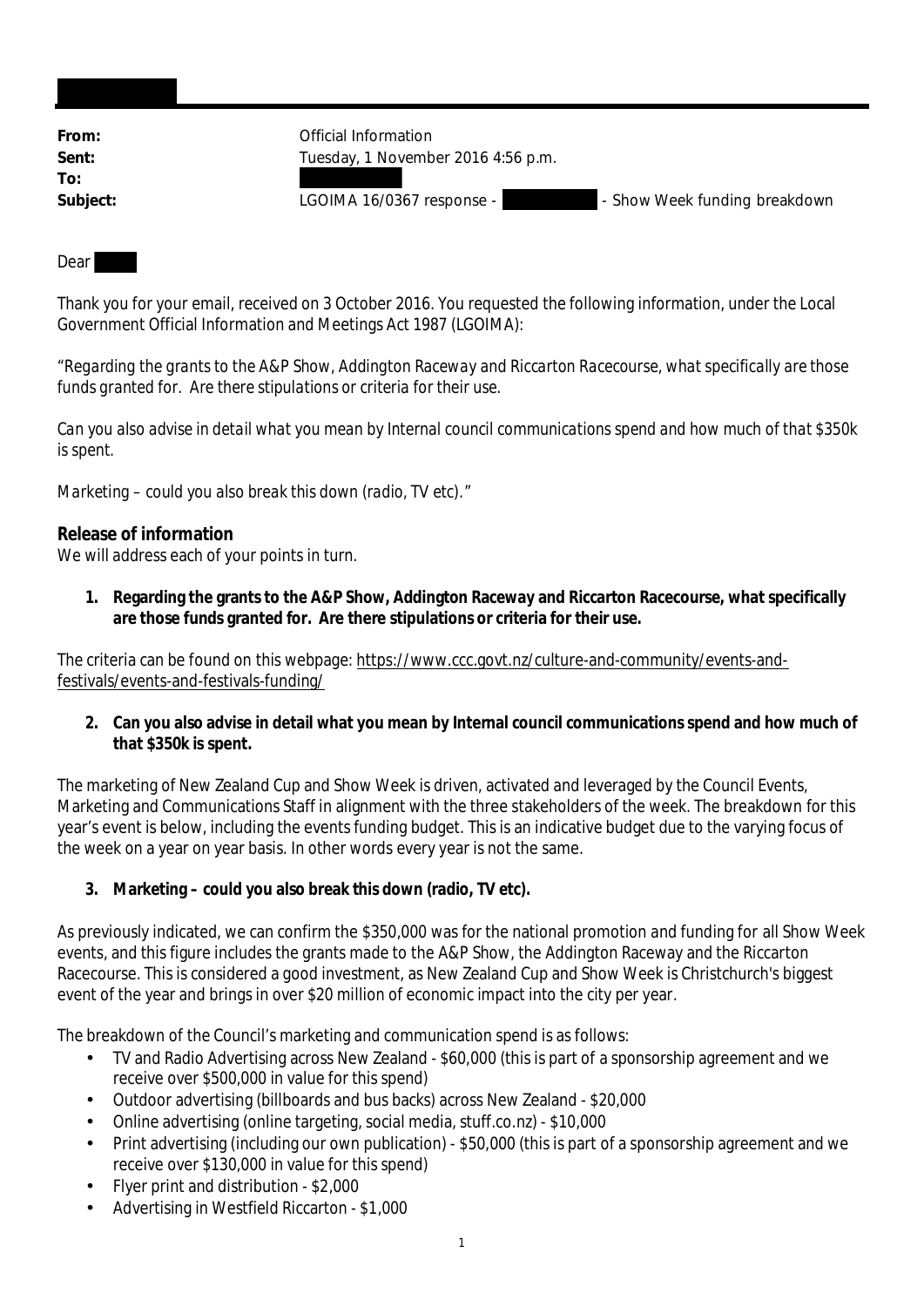**From:** Official Information
**Sent:** Tuesday, 1 November 2016 4:56 p.m.
**To:**
**Subject:** LGOIMA 16/0367 response - - Show Week funding breakdown

Dear

Thank you for your email, received on 3 October 2016. You requested the following information, under the Local Government Official Information and Meetings Act 1987 (LGOIMA):

*"Regarding the grants to the A&P Show, Addington Raceway and Riccarton Racecourse, what specifically are those funds granted for. Are there stipulations or criteria for their use.*

*Can you also advise in detail what you mean by Internal council communications spend and how much of that $350k is spent.*

*Marketing – could you also break this down (radio, TV etc)."*

**Release of information**

We will address each of your points in turn.

1. **Regarding the grants to the A&P Show, Addington Raceway and Riccarton Racecourse, what specifically are those funds granted for. Are there stipulations or criteria for their use.**

The criteria can be found on this webpage: https://www.ccc.govt.nz/culture-and-community/events-and-festivals/events-and-festivals-funding/

2. **Can you also advise in detail what you mean by Internal council communications spend and how much of that $350k is spent.**

The marketing of New Zealand Cup and Show Week is driven, activated and leveraged by the Council Events, Marketing and Communications Staff in alignment with the three stakeholders of the week. The breakdown for this year's event is below, including the events funding budget. This is an indicative budget due to the varying focus of the week on a year on year basis. In other words every year is not the same.

3. **Marketing – could you also break this down (radio, TV etc).**

As previously indicated, we can confirm the $350,000 was for the national promotion and funding for all Show Week events, and this figure includes the grants made to the A&P Show, the Addington Raceway and the Riccarton Racecourse. This is considered a good investment, as New Zealand Cup and Show Week is Christchurch's biggest event of the year and brings in over $20 million of economic impact into the city per year.

The breakdown of the Council's marketing and communication spend is as follows:

- TV and Radio Advertising across New Zealand - $60,000 (this is part of a sponsorship agreement and we receive over $500,000 in value for this spend)
- Outdoor advertising (billboards and bus backs) across New Zealand - $20,000
- Online advertising (online targeting, social media, stuff.co.nz) - $10,000
- Print advertising (including our own publication) - $50,000 (this is part of a sponsorship agreement and we receive over $130,000 in value for this spend)
- Flyer print and distribution - $2,000
- Advertising in Westfield Riccarton - $1,000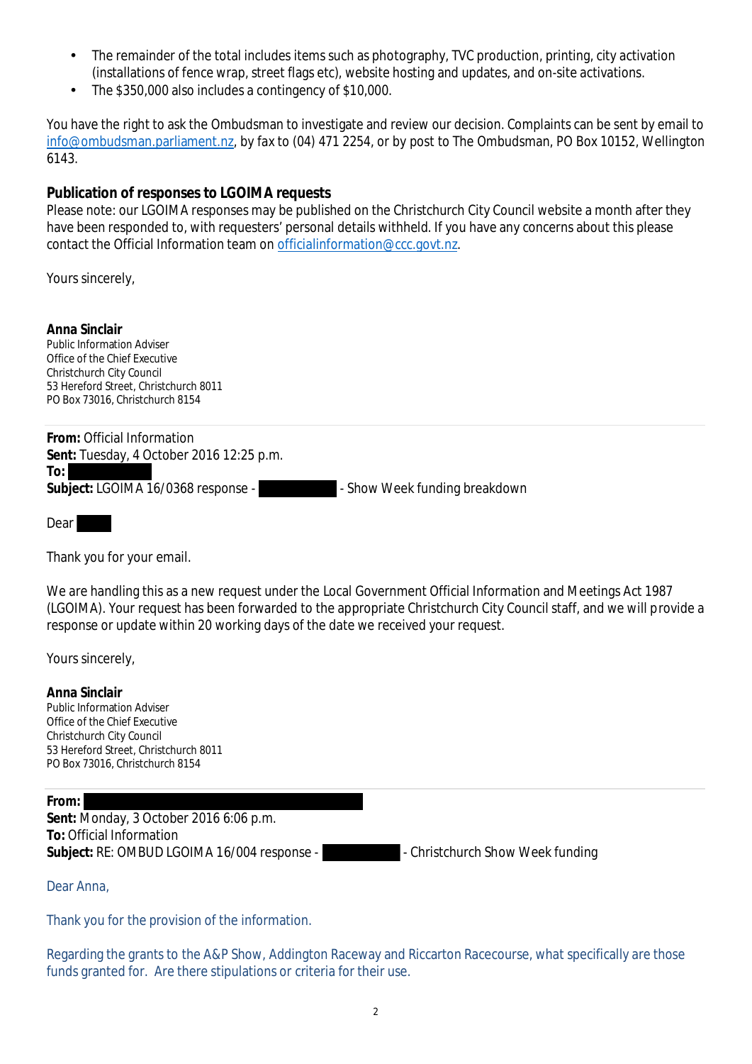- The remainder of the total includes items such as photography, TVC production, printing, city activation (installations of fence wrap, street flags etc), website hosting and updates, and on-site activations.
- The $350,000 also includes a contingency of $10,000.

You have the right to ask the Ombudsman to investigate and review our decision. Complaints can be sent by email to info@ombudsman.parliament.nz, by fax to (04) 471 2254, or by post to The Ombudsman, PO Box 10152, Wellington 6143.

**Publication of responses to LGOIMA requests**
Please note: our LGOIMA responses may be published on the Christchurch City Council website a month after they have been responded to, with requesters' personal details withheld. If you have any concerns about this please contact the Official Information team on officialinformation@ccc.govt.nz.

Yours sincerely,

**Anna Sinclair**
Public Information Adviser
Office of the Chief Executive
Christchurch City Council
53 Hereford Street, Christchurch 8011
PO Box 73016, Christchurch 8154

---

**From:** Official Information
**Sent:** Tuesday, 4 October 2016 12:25 p.m.
**To:** [redacted]
**Subject:** LGOIMA 16/0368 response - [redacted] - Show Week funding breakdown

Dear [redacted]

Thank you for your email.

We are handling this as a new request under the Local Government Official Information and Meetings Act 1987 (LGOIMA). Your request has been forwarded to the appropriate Christchurch City Council staff, and we will provide a response or update within 20 working days of the date we received your request.

Yours sincerely,

**Anna Sinclair**
Public Information Adviser
Office of the Chief Executive
Christchurch City Council
53 Hereford Street, Christchurch 8011
PO Box 73016, Christchurch 8154

---

**From:** [redacted]
**Sent:** Monday, 3 October 2016 6:06 p.m.
**To:** Official Information
**Subject:** RE: OMBUD LGOIMA 16/004 response - [redacted] - Christchurch Show Week funding

Dear Anna,

Thank you for the provision of the information.

Regarding the grants to the A&P Show, Addington Raceway and Riccarton Racecourse, what specifically are those funds granted for. Are there stipulations or criteria for their use.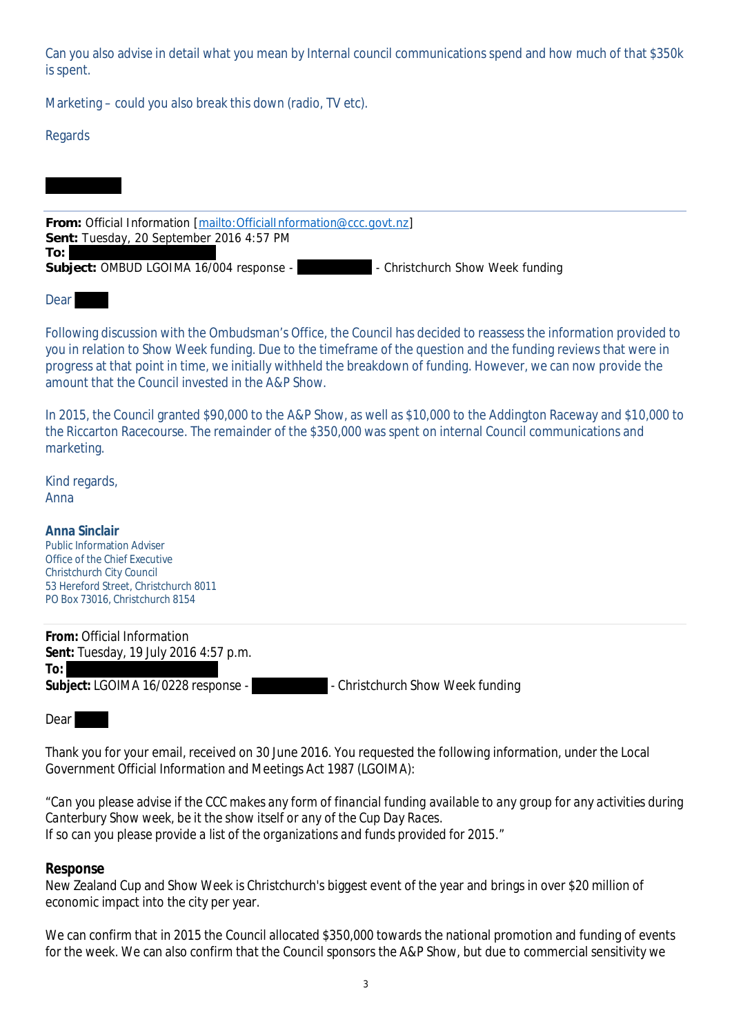Can you also advise in detail what you mean by Internal council communications spend and how much of that $350k is spent.

Marketing – could you also break this down (radio, TV etc).

Regards

**From:** Official Information [mailto:OfficialInformation@ccc.govt.nz]
**Sent:** Tuesday, 20 September 2016 4:57 PM
**To:**
**Subject:** OMBUD LGOIMA 16/004 response - - Christchurch Show Week funding

Dear

Following discussion with the Ombudsman's Office, the Council has decided to reassess the information provided to you in relation to Show Week funding. Due to the timeframe of the question and the funding reviews that were in progress at that point in time, we initially withheld the breakdown of funding. However, we can now provide the amount that the Council invested in the A&P Show.

In 2015, the Council granted $90,000 to the A&P Show, as well as $10,000 to the Addington Raceway and $10,000 to the Riccarton Racecourse. The remainder of the $350,000 was spent on internal Council communications and marketing.

Kind regards,
Anna

**Anna Sinclair**
Public Information Adviser
Office of the Chief Executive
Christchurch City Council
53 Hereford Street, Christchurch 8011
PO Box 73016, Christchurch 8154

**From:** Official Information
**Sent:** Tuesday, 19 July 2016 4:57 p.m.
**To:**
**Subject:** LGOIMA 16/0228 response - - Christchurch Show Week funding

Dear

Thank you for your email, received on 30 June 2016. You requested the following information, under the Local Government Official Information and Meetings Act 1987 (LGOIMA):

*"Can you please advise if the CCC makes any form of financial funding available to any group for any activities during Canterbury Show week, be it the show itself or any of the Cup Day Races.
If so can you please provide a list of the organizations and funds provided for 2015."*

**Response**
New Zealand Cup and Show Week is Christchurch's biggest event of the year and brings in over $20 million of economic impact into the city per year.

We can confirm that in 2015 the Council allocated $350,000 towards the national promotion and funding of events for the week. We can also confirm that the Council sponsors the A&P Show, but due to commercial sensitivity we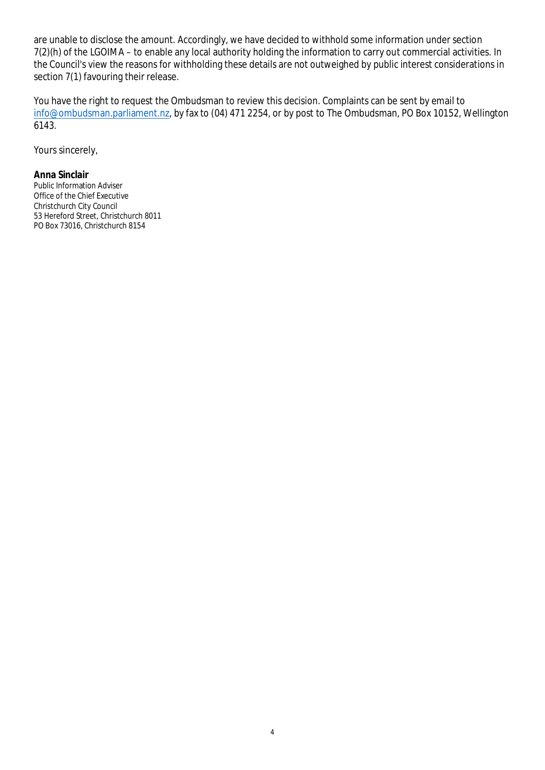are unable to disclose the amount. Accordingly, we have decided to withhold some information under section 7(2)(h) of the LGOIMA – to enable any local authority holding the information to carry out commercial activities. In the Council's view the reasons for withholding these details are not outweighed by public interest considerations in section 7(1) favouring their release.

You have the right to request the Ombudsman to review this decision. Complaints can be sent by email to info@ombudsman.parliament.nz, by fax to (04) 471 2254, or by post to The Ombudsman, PO Box 10152, Wellington 6143.

Yours sincerely,

**Anna Sinclair**
Public Information Adviser
Office of the Chief Executive
Christchurch City Council
53 Hereford Street, Christchurch 8011
PO Box 73016, Christchurch 8154